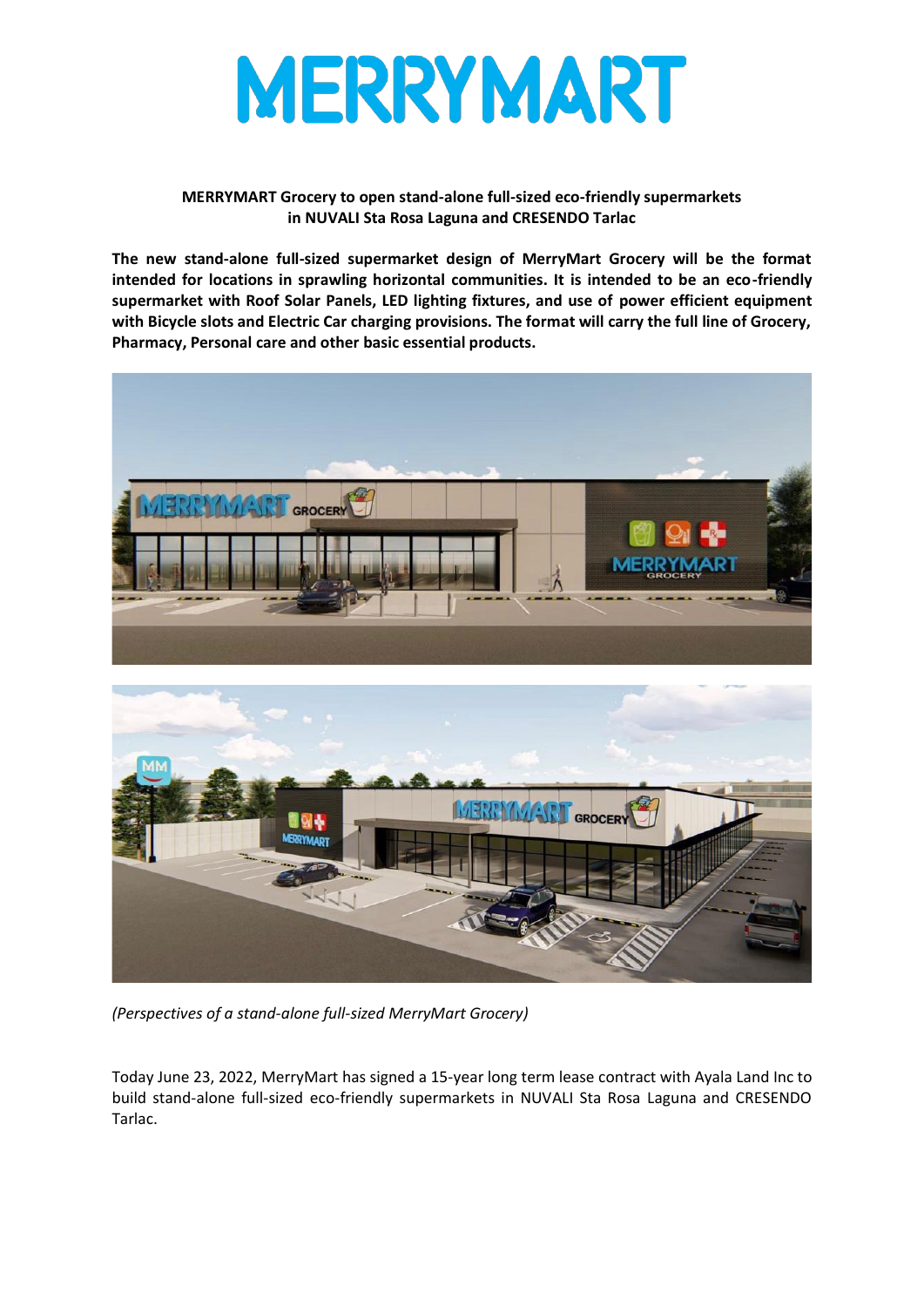# MERRYMART

**MERRYMART Grocery to open stand-alone full-sized eco-friendly supermarkets in NUVALI Sta Rosa Laguna and CRESENDO Tarlac**

**The new stand-alone full-sized supermarket design of MerryMart Grocery will be the format intended for locations in sprawling horizontal communities. It is intended to be an eco-friendly supermarket with Roof Solar Panels, LED lighting fixtures, and use of power efficient equipment with Bicycle slots and Electric Car charging provisions. The format will carry the full line of Grocery, Pharmacy, Personal care and other basic essential products.**

*(Perspectives of a stand-alone full-sized MerryMart Grocery)*

Today June 23, 2022, MerryMart has signed a 15-year long term lease contract with Ayala Land Inc to build stand-alone full-sized eco-friendly supermarkets in NUVALI Sta Rosa Laguna and CRESENDO Tarlac.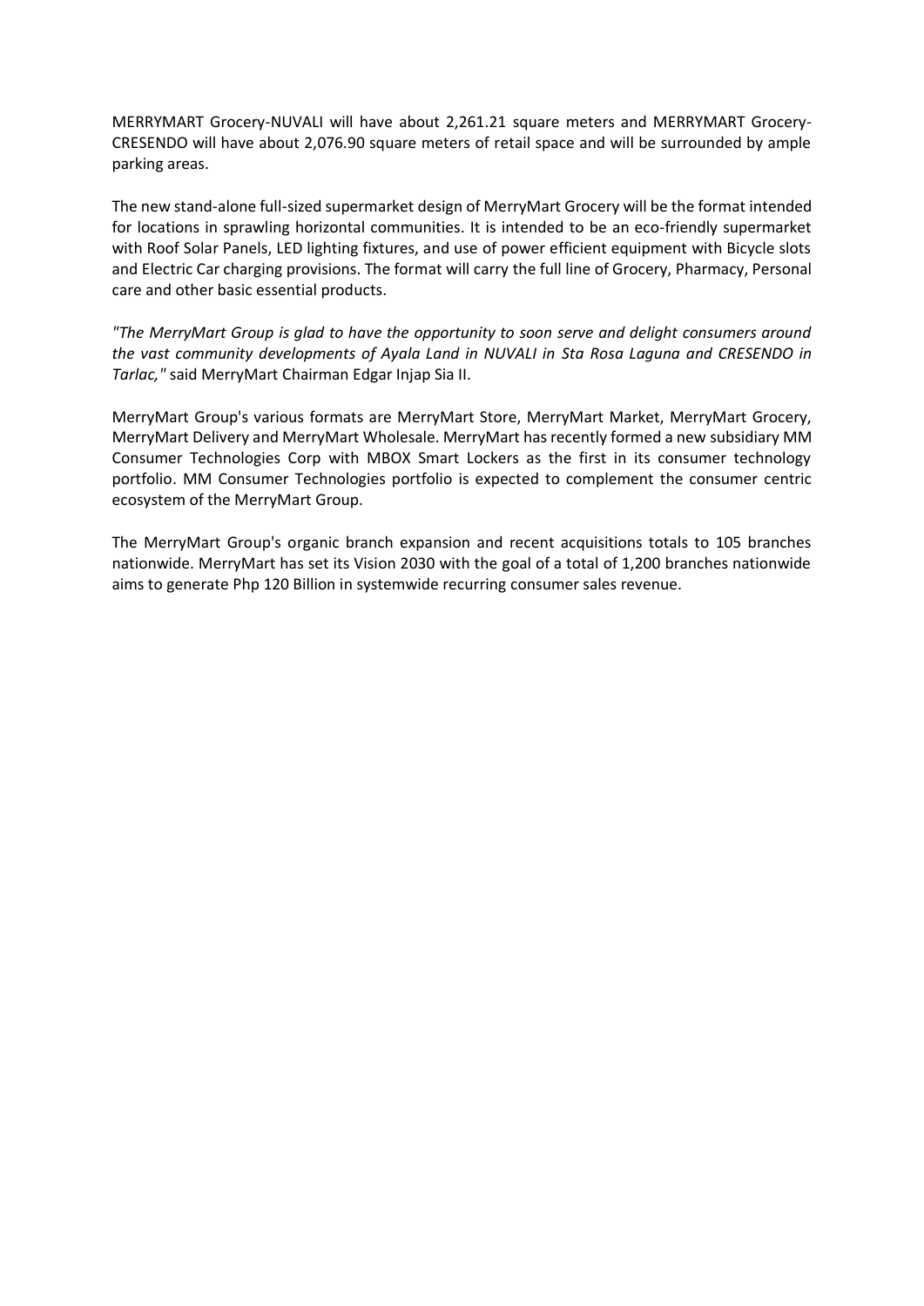MERRYMART Grocery-NUVALI will have about 2,261.21 square meters and MERRYMART Grocery-CRESENDO will have about 2,076.90 square meters of retail space and will be surrounded by ample parking areas.

The new stand-alone full-sized supermarket design of MerryMart Grocery will be the format intended for locations in sprawling horizontal communities. It is intended to be an eco-friendly supermarket with Roof Solar Panels, LED lighting fixtures, and use of power efficient equipment with Bicycle slots and Electric Car charging provisions. The format will carry the full line of Grocery, Pharmacy, Personal care and other basic essential products.

*"The MerryMart Group is glad to have the opportunity to soon serve and delight consumers around the vast community developments of Ayala Land in NUVALI in Sta Rosa Laguna and CRESENDO in Tarlac,"* said MerryMart Chairman Edgar Injap Sia II.

MerryMart Group's various formats are MerryMart Store, MerryMart Market, MerryMart Grocery, MerryMart Delivery and MerryMart Wholesale. MerryMart has recently formed a new subsidiary MM Consumer Technologies Corp with MBOX Smart Lockers as the first in its consumer technology portfolio. MM Consumer Technologies portfolio is expected to complement the consumer centric ecosystem of the MerryMart Group.

The MerryMart Group's organic branch expansion and recent acquisitions totals to 105 branches nationwide. MerryMart has set its Vision 2030 with the goal of a total of 1,200 branches nationwide aims to generate Php 120 Billion in systemwide recurring consumer sales revenue.